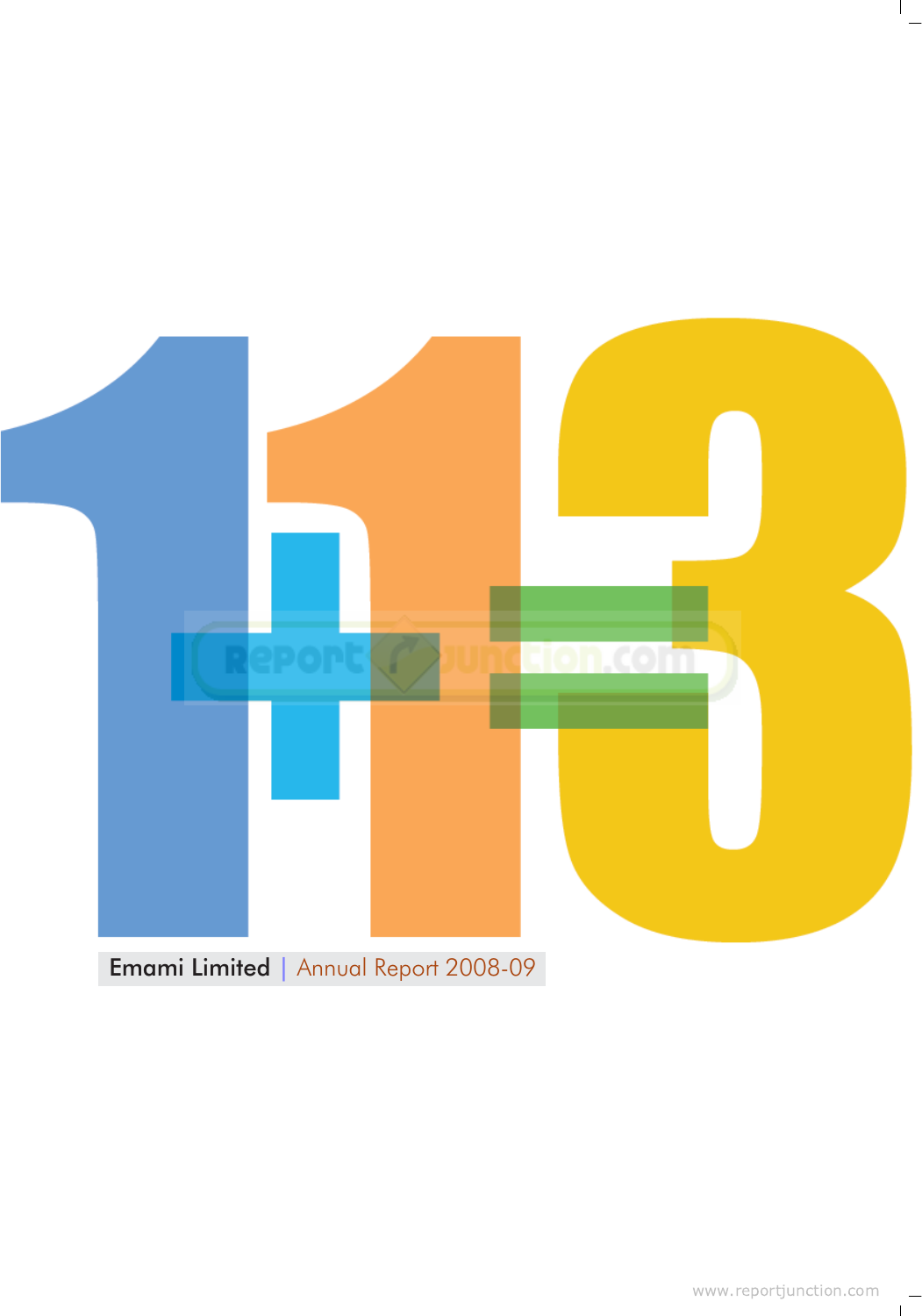# 1+1=3

Emami Limited | Annual Report 2008-09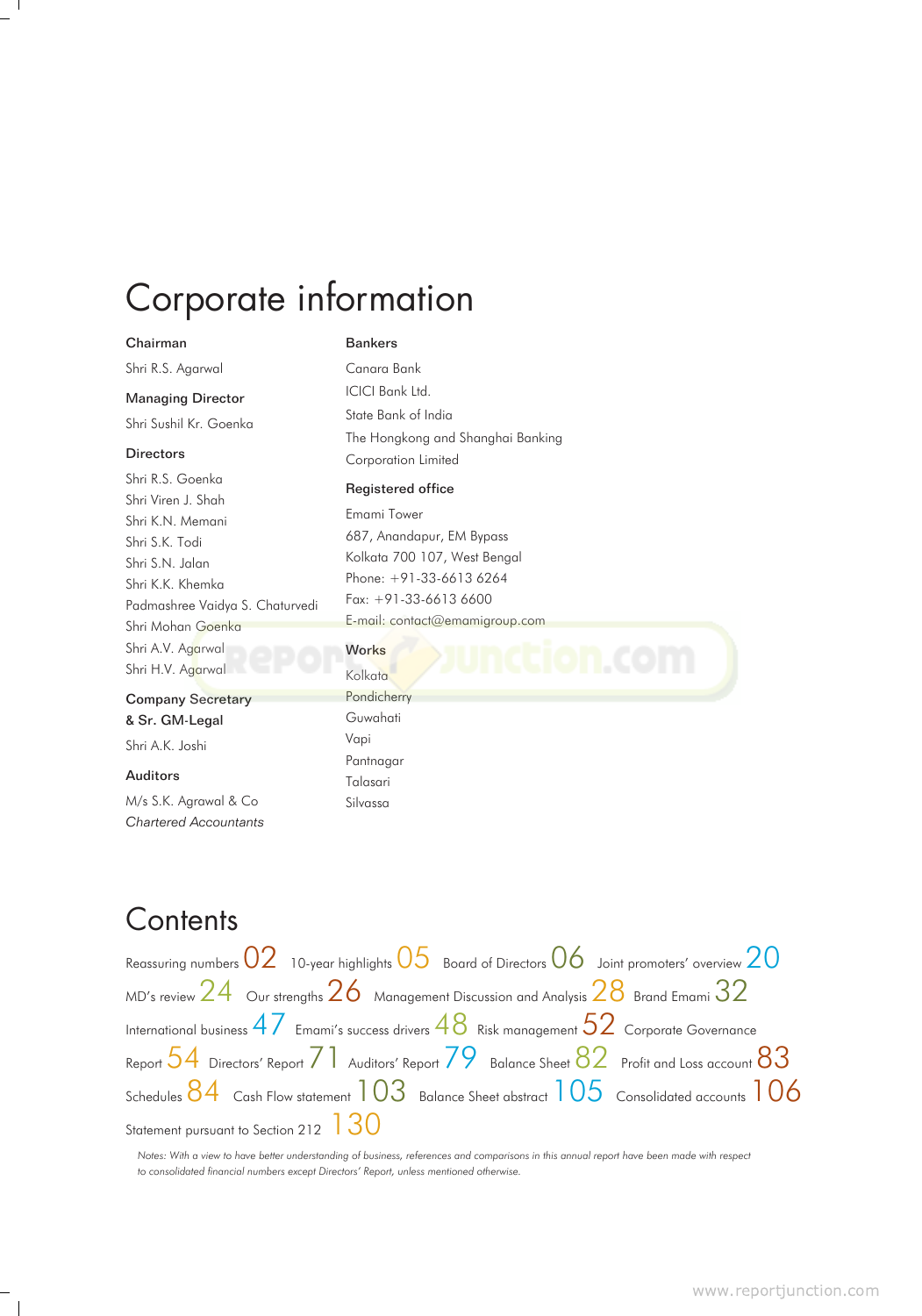# Corporate information

**Chairman**

Shri R.S. Agarwal

**Managing Director**

Shri Sushil Kr. Goenka

**Directors**

Shri R.S. Goenka
Shri Viren J. Shah
Shri K.N. Memani
Shri S.K. Todi
Shri S.N. Jalan
Shri K.K. Khemka
Padmashree Vaidya S. Chaturvedi
Shri Mohan Goenka
Shri A.V. Agarwal
Shri H.V. Agarwal

**Company Secretary & Sr. GM-Legal**

Shri A.K. Joshi

**Auditors**

M/s S.K. Agrawal & Co
*Chartered Accountants*

**Bankers**

Canara Bank
ICICI Bank Ltd.
State Bank of India
The Hongkong and Shanghai Banking Corporation Limited

**Registered office**

Emami Tower
687, Anandapur, EM Bypass
Kolkata 700 107, West Bengal
Phone: +91-33-6613 6264
Fax: +91-33-6613 6600
E-mail: contact@emamigroup.com

**Works**

Kolkata
Pondicherry
Guwahati
Vapi
Pantnagar
Talasari
Silvassa

# Contents

Reassuring numbers 02 10-year highlights 05 Board of Directors 06 Joint promoters' overview 20 MD's review 24 Our strengths 26 Management Discussion and Analysis 28 Brand Emami 32 International business 47 Emami's success drivers 48 Risk management 52 Corporate Governance Report 54 Directors' Report 71 Auditors' Report 79 Balance Sheet 82 Profit and Loss account 83 Schedules 84 Cash Flow statement 103 Balance Sheet abstract 105 Consolidated accounts 106 Statement pursuant to Section 212 130

*Notes: With a view to have better understanding of business, references and comparisons in this annual report have been made with respect to consolidated financial numbers except Directors' Report, unless mentioned otherwise.*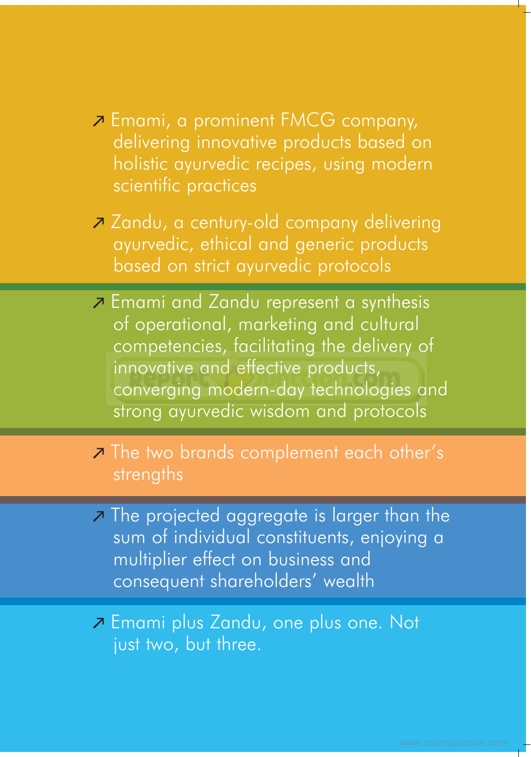- Emami, a prominent FMCG company, delivering innovative products based on holistic ayurvedic recipes, using modern scientific practices

- Zandu, a century-old company delivering ayurvedic, ethical and generic products based on strict ayurvedic protocols

- Emami and Zandu represent a synthesis of operational, marketing and cultural competencies, facilitating the delivery of innovative and effective products, converging modern-day technologies and strong ayurvedic wisdom and protocols

- The two brands complement each other's strengths

- The projected aggregate is larger than the sum of individual constituents, enjoying a multiplier effect on business and consequent shareholders' wealth

- Emami plus Zandu, one plus one. Not just two, but three.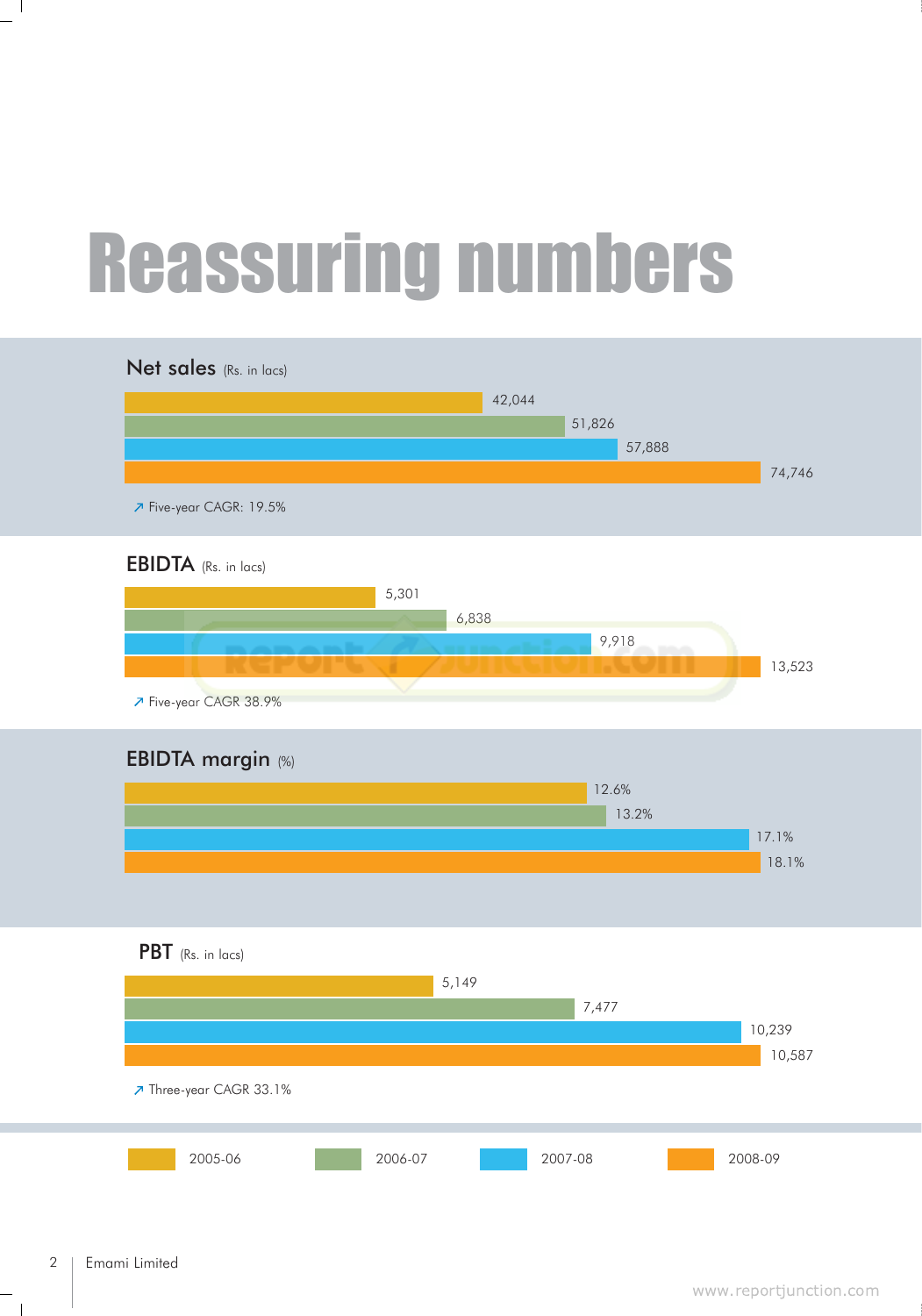# Reassuring numbers

## Net sales (Rs. in lacs)

| Year | Net sales |
|---|---|
| 2005-06 | 42,044 |
| 2006-07 | 51,826 |
| 2007-08 | 57,888 |
| 2008-09 | 74,746 |

↗ Five-year CAGR: 19.5%

## EBIDTA (Rs. in lacs)

| Year | EBIDTA |
|---|---|
| 2005-06 | 5,301 |
| 2006-07 | 6,838 |
| 2007-08 | 9,918 |
| 2008-09 | 13,523 |

↗ Five-year CAGR 38.9%

## EBIDTA margin (%)

| Year | EBIDTA margin |
|---|---|
| 2005-06 | 12.6% |
| 2006-07 | 13.2% |
| 2007-08 | 17.1% |
| 2008-09 | 18.1% |

## PBT (Rs. in lacs)

| Year | PBT |
|---|---|
| 2005-06 | 5,149 |
| 2006-07 | 7,477 |
| 2007-08 | 10,239 |
| 2008-09 | 10,587 |

↗ Three-year CAGR 33.1%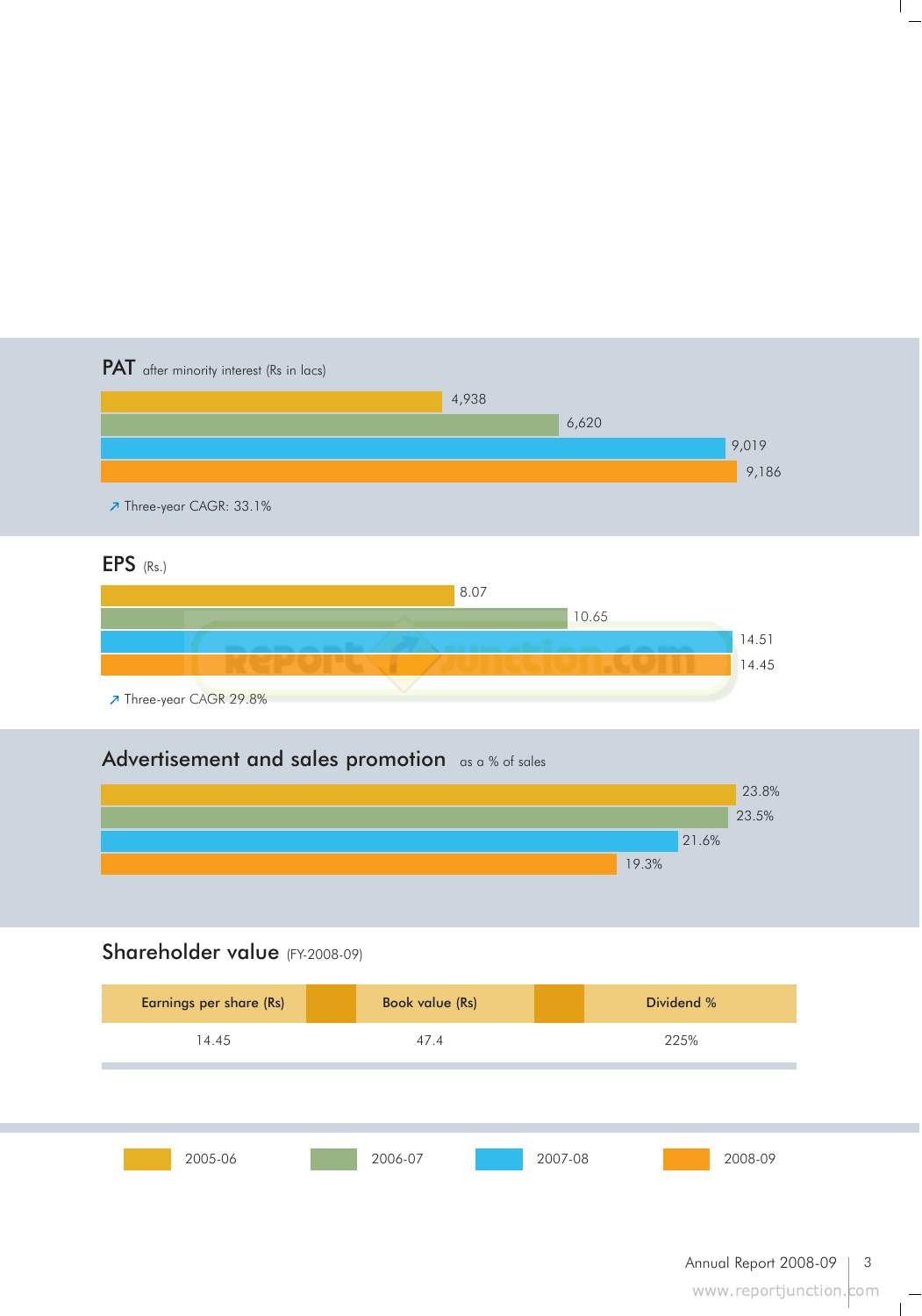## PAT after minority interest (Rs in lacs)

| Year | PAT |
|---|---|
| 2005-06 | 4,938 |
| 2006-07 | 6,620 |
| 2007-08 | 9,019 |
| 2008-09 | 9,186 |

↗ Three-year CAGR: 33.1%

## EPS (Rs.)

| Year | EPS |
|---|---|
| 2005-06 | 8.07 |
| 2006-07 | 10.65 |
| 2007-08 | 14.51 |
| 2008-09 | 14.45 |

↗ Three-year CAGR 29.8%

## Advertisement and sales promotion as a % of sales

| Year | % of sales |
|---|---|
| 2005-06 | 23.8% |
| 2006-07 | 23.5% |
| 2007-08 | 21.6% |
| 2008-09 | 19.3% |

## Shareholder value (FY-2008-09)

| Earnings per share (Rs) | Book value (Rs) | Dividend % |
|---|---|---|
| 14.45 | 47.4 | 225% |

2005-06 | 2006-07 | 2007-08 | 2008-09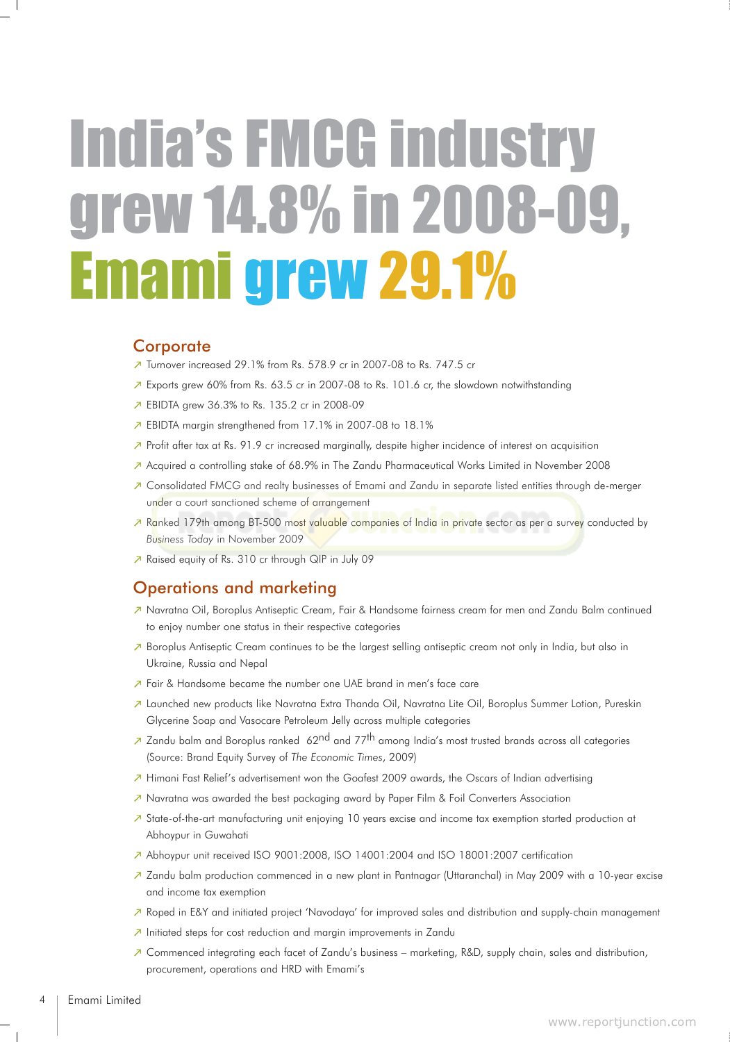# India's FMCG industry grew 14.8% in 2008-09, Emami grew 29.1%

## Corporate

- Turnover increased 29.1% from Rs. 578.9 cr in 2007-08 to Rs. 747.5 cr
- Exports grew 60% from Rs. 63.5 cr in 2007-08 to Rs. 101.6 cr, the slowdown notwithstanding
- EBIDTA grew 36.3% to Rs. 135.2 cr in 2008-09
- EBIDTA margin strengthened from 17.1% in 2007-08 to 18.1%
- Profit after tax at Rs. 91.9 cr increased marginally, despite higher incidence of interest on acquisition
- Acquired a controlling stake of 68.9% in The Zandu Pharmaceutical Works Limited in November 2008
- Consolidated FMCG and realty businesses of Emami and Zandu in separate listed entities through de-merger under a court sanctioned scheme of arrangement
- Ranked 179th among BT-500 most valuable companies of India in private sector as per a survey conducted by *Business Today* in November 2009
- Raised equity of Rs. 310 cr through QIP in July 09

## Operations and marketing

- Navratna Oil, Boroplus Antiseptic Cream, Fair & Handsome fairness cream for men and Zandu Balm continued to enjoy number one status in their respective categories
- Boroplus Antiseptic Cream continues to be the largest selling antiseptic cream not only in India, but also in Ukraine, Russia and Nepal
- Fair & Handsome became the number one UAE brand in men's face care
- Launched new products like Navratna Extra Thanda Oil, Navratna Lite Oil, Boroplus Summer Lotion, Pureskin Glycerine Soap and Vasocare Petroleum Jelly across multiple categories
- Zandu balm and Boroplus ranked 62nd and 77th among India's most trusted brands across all categories (Source: Brand Equity Survey of *The Economic Times*, 2009)
- Himani Fast Relief's advertisement won the Goafest 2009 awards, the Oscars of Indian advertising
- Navratna was awarded the best packaging award by Paper Film & Foil Converters Association
- State-of-the-art manufacturing unit enjoying 10 years excise and income tax exemption started production at Abhoypur in Guwahati
- Abhoypur unit received ISO 9001:2008, ISO 14001:2004 and ISO 18001:2007 certification
- Zandu balm production commenced in a new plant in Pantnagar (Uttaranchal) in May 2009 with a 10-year excise and income tax exemption
- Roped in E&Y and initiated project 'Navodaya' for improved sales and distribution and supply-chain management
- Initiated steps for cost reduction and margin improvements in Zandu
- Commenced integrating each facet of Zandu's business – marketing, R&D, supply chain, sales and distribution, procurement, operations and HRD with Emami's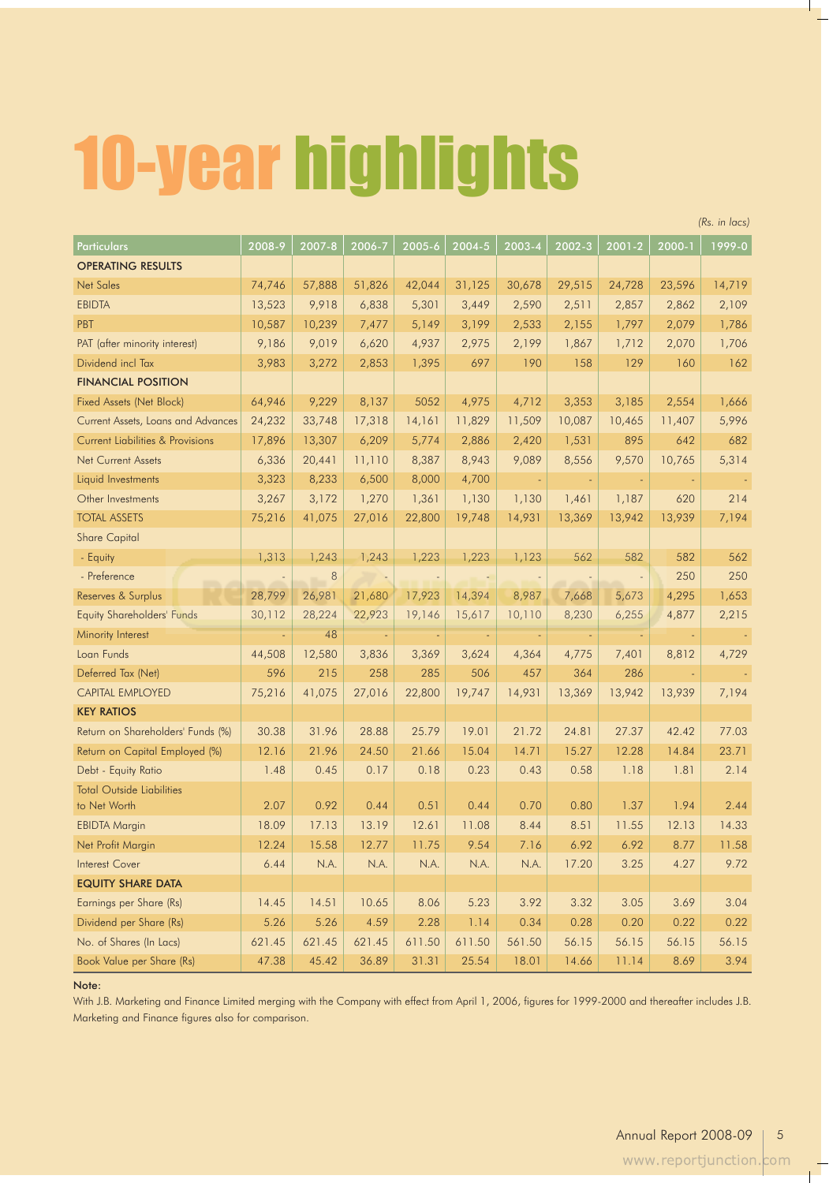# 10-year highlights

*(Rs. in lacs)*

| Particulars | 2008-9 | 2007-8 | 2006-7 | 2005-6 | 2004-5 | 2003-4 | 2002-3 | 2001-2 | 2000-1 | 1999-0 |
|---|---|---|---|---|---|---|---|---|---|---|
| **OPERATING RESULTS** | | | | | | | | | | |
| Net Sales | 74,746 | 57,888 | 51,826 | 42,044 | 31,125 | 30,678 | 29,515 | 24,728 | 23,596 | 14,719 |
| EBIDTA | 13,523 | 9,918 | 6,838 | 5,301 | 3,449 | 2,590 | 2,511 | 2,857 | 2,862 | 2,109 |
| PBT | 10,587 | 10,239 | 7,477 | 5,149 | 3,199 | 2,533 | 2,155 | 1,797 | 2,079 | 1,786 |
| PAT (after minority interest) | 9,186 | 9,019 | 6,620 | 4,937 | 2,975 | 2,199 | 1,867 | 1,712 | 2,070 | 1,706 |
| Dividend incl Tax | 3,983 | 3,272 | 2,853 | 1,395 | 697 | 190 | 158 | 129 | 160 | 162 |
| **FINANCIAL POSITION** | | | | | | | | | | |
| Fixed Assets (Net Block) | 64,946 | 9,229 | 8,137 | 5052 | 4,975 | 4,712 | 3,353 | 3,185 | 2,554 | 1,666 |
| Current Assets, Loans and Advances | 24,232 | 33,748 | 17,318 | 14,161 | 11,829 | 11,509 | 10,087 | 10,465 | 11,407 | 5,996 |
| Current Liabilities & Provisions | 17,896 | 13,307 | 6,209 | 5,774 | 2,886 | 2,420 | 1,531 | 895 | 642 | 682 |
| Net Current Assets | 6,336 | 20,441 | 11,110 | 8,387 | 8,943 | 9,089 | 8,556 | 9,570 | 10,765 | 5,314 |
| Liquid Investments | 3,323 | 8,233 | 6,500 | 8,000 | 4,700 | - | - | - | - | - |
| Other Investments | 3,267 | 3,172 | 1,270 | 1,361 | 1,130 | 1,130 | 1,461 | 1,187 | 620 | 214 |
| TOTAL ASSETS | 75,216 | 41,075 | 27,016 | 22,800 | 19,748 | 14,931 | 13,369 | 13,942 | 13,939 | 7,194 |
| Share Capital | | | | | | | | | | |
| - Equity | 1,313 | 1,243 | 1,243 | 1,223 | 1,223 | 1,123 | 562 | 582 | 582 | 562 |
| - Preference | - | 8 | - | - | - | - | - | - | 250 | 250 |
| Reserves & Surplus | 28,799 | 26,981 | 21,680 | 17,923 | 14,394 | 8,987 | 7,668 | 5,673 | 4,295 | 1,653 |
| Equity Shareholders' Funds | 30,112 | 28,224 | 22,923 | 19,146 | 15,617 | 10,110 | 8,230 | 6,255 | 4,877 | 2,215 |
| Minority Interest | - | 48 | - | - | - | - | - | - | - | - |
| Loan Funds | 44,508 | 12,580 | 3,836 | 3,369 | 3,624 | 4,364 | 4,775 | 7,401 | 8,812 | 4,729 |
| Deferred Tax (Net) | 596 | 215 | 258 | 285 | 506 | 457 | 364 | 286 | - | - |
| CAPITAL EMPLOYED | 75,216 | 41,075 | 27,016 | 22,800 | 19,747 | 14,931 | 13,369 | 13,942 | 13,939 | 7,194 |
| **KEY RATIOS** | | | | | | | | | | |
| Return on Shareholders' Funds (%) | 30.38 | 31.96 | 28.88 | 25.79 | 19.01 | 21.72 | 24.81 | 27.37 | 42.42 | 77.03 |
| Return on Capital Employed (%) | 12.16 | 21.96 | 24.50 | 21.66 | 15.04 | 14.71 | 15.27 | 12.28 | 14.84 | 23.71 |
| Debt - Equity Ratio | 1.48 | 0.45 | 0.17 | 0.18 | 0.23 | 0.43 | 0.58 | 1.18 | 1.81 | 2.14 |
| Total Outside Liabilities to Net Worth | 2.07 | 0.92 | 0.44 | 0.51 | 0.44 | 0.70 | 0.80 | 1.37 | 1.94 | 2.44 |
| EBIDTA Margin | 18.09 | 17.13 | 13.19 | 12.61 | 11.08 | 8.44 | 8.51 | 11.55 | 12.13 | 14.33 |
| Net Profit Margin | 12.24 | 15.58 | 12.77 | 11.75 | 9.54 | 7.16 | 6.92 | 6.92 | 8.77 | 11.58 |
| Interest Cover | 6.44 | N.A. | N.A. | N.A. | N.A. | N.A. | 17.20 | 3.25 | 4.27 | 9.72 |
| **EQUITY SHARE DATA** | | | | | | | | | | |
| Earnings per Share (Rs) | 14.45 | 14.51 | 10.65 | 8.06 | 5.23 | 3.92 | 3.32 | 3.05 | 3.69 | 3.04 |
| Dividend per Share (Rs) | 5.26 | 5.26 | 4.59 | 2.28 | 1.14 | 0.34 | 0.28 | 0.20 | 0.22 | 0.22 |
| No. of Shares (In Lacs) | 621.45 | 621.45 | 621.45 | 611.50 | 611.50 | 561.50 | 56.15 | 56.15 | 56.15 | 56.15 |
| Book Value per Share (Rs) | 47.38 | 45.42 | 36.89 | 31.31 | 25.54 | 18.01 | 14.66 | 11.14 | 8.69 | 3.94 |

**Note:**

With J.B. Marketing and Finance Limited merging with the Company with effect from April 1, 2006, figures for 1999-2000 and thereafter includes J.B. Marketing and Finance figures also for comparison.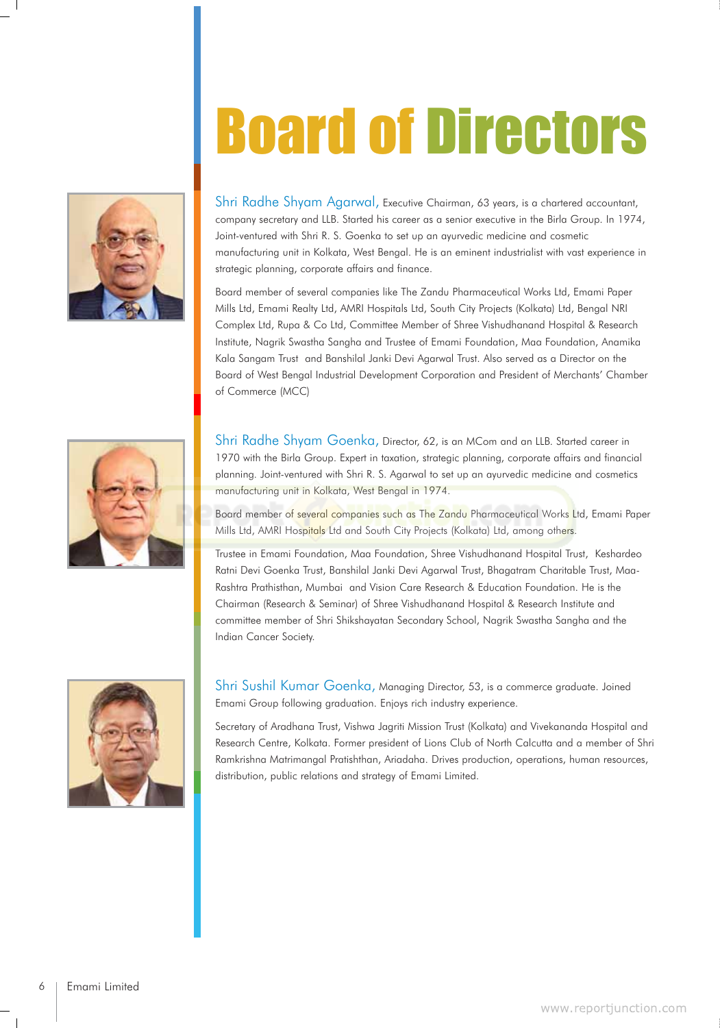# Board of Directors

**Shri Radhe Shyam Agarwal,** Executive Chairman, 63 years, is a chartered accountant, company secretary and LLB. Started his career as a senior executive in the Birla Group. In 1974, Joint-ventured with Shri R. S. Goenka to set up an ayurvedic medicine and cosmetic manufacturing unit in Kolkata, West Bengal. He is an eminent industrialist with vast experience in strategic planning, corporate affairs and finance.

Board member of several companies like The Zandu Pharmaceutical Works Ltd, Emami Paper Mills Ltd, Emami Realty Ltd, AMRI Hospitals Ltd, South City Projects (Kolkata) Ltd, Bengal NRI Complex Ltd, Rupa & Co Ltd, Committee Member of Shree Vishudhanand Hospital & Research Institute, Nagrik Swastha Sangha and Trustee of Emami Foundation, Maa Foundation, Anamika Kala Sangam Trust and Banshilal Janki Devi Agarwal Trust. Also served as a Director on the Board of West Bengal Industrial Development Corporation and President of Merchants' Chamber of Commerce (MCC)

**Shri Radhe Shyam Goenka,** Director, 62, is an MCom and an LLB. Started career in 1970 with the Birla Group. Expert in taxation, strategic planning, corporate affairs and financial planning. Joint-ventured with Shri R. S. Agarwal to set up an ayurvedic medicine and cosmetics manufacturing unit in Kolkata, West Bengal in 1974.

Board member of several companies such as The Zandu Pharmaceutical Works Ltd, Emami Paper Mills Ltd, AMRI Hospitals Ltd and South City Projects (Kolkata) Ltd, among others.

Trustee in Emami Foundation, Maa Foundation, Shree Vishudhanand Hospital Trust, Keshardeo Ratni Devi Goenka Trust, Banshilal Janki Devi Agarwal Trust, Bhagatram Charitable Trust, Maa-Rashtra Prathisthan, Mumbai and Vision Care Research & Education Foundation. He is the Chairman (Research & Seminar) of Shree Vishudhanand Hospital & Research Institute and committee member of Shri Shikshayatan Secondary School, Nagrik Swastha Sangha and the Indian Cancer Society.

**Shri Sushil Kumar Goenka,** Managing Director, 53, is a commerce graduate. Joined Emami Group following graduation. Enjoys rich industry experience.

Secretary of Aradhana Trust, Vishwa Jagriti Mission Trust (Kolkata) and Vivekananda Hospital and Research Centre, Kolkata. Former president of Lions Club of North Calcutta and a member of Shri Ramkrishna Matrimangal Pratishthan, Ariadaha. Drives production, operations, human resources, distribution, public relations and strategy of Emami Limited.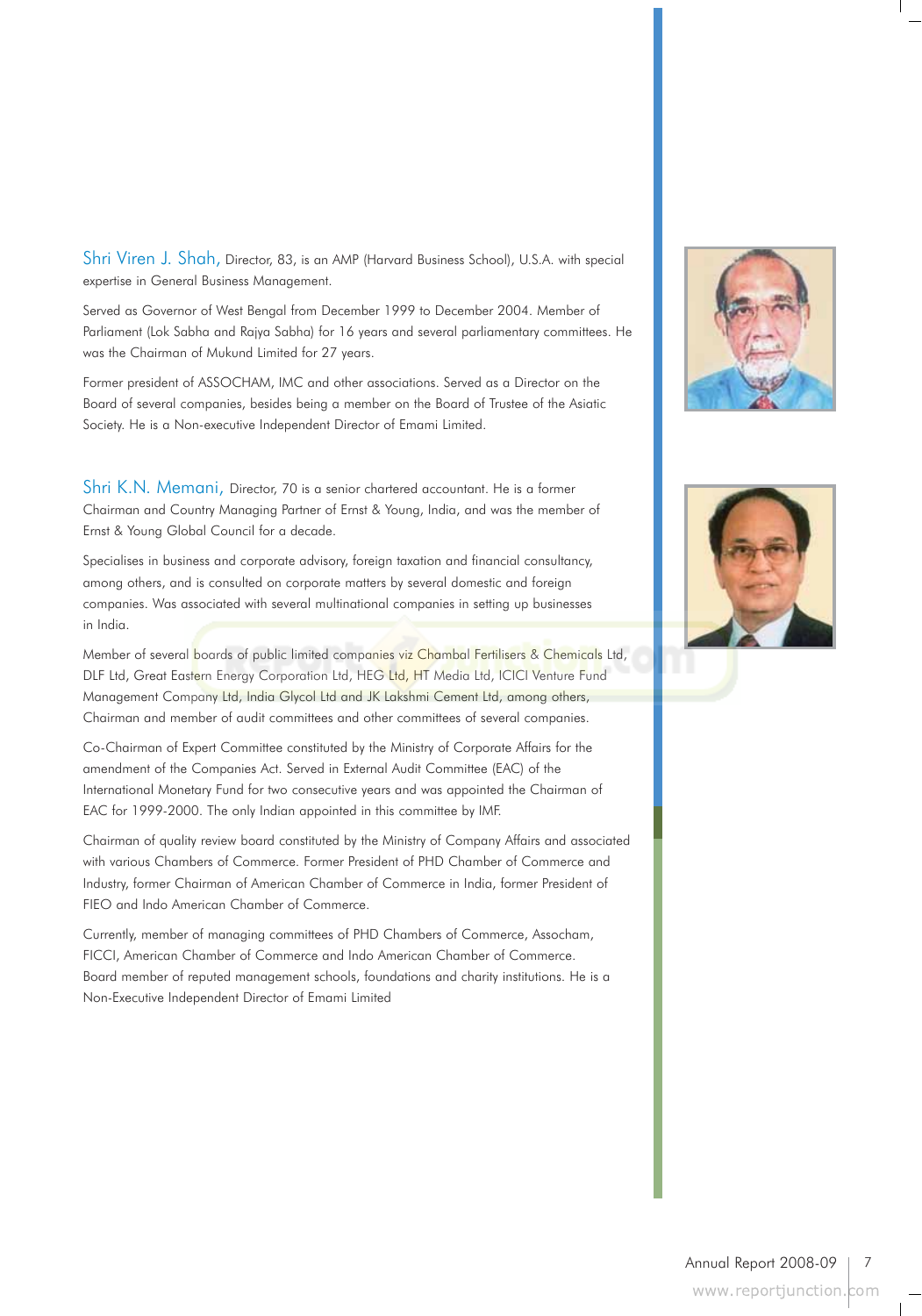**Shri Viren J. Shah,** Director, 83, is an AMP (Harvard Business School), U.S.A. with special expertise in General Business Management.

Served as Governor of West Bengal from December 1999 to December 2004. Member of Parliament (Lok Sabha and Rajya Sabha) for 16 years and several parliamentary committees. He was the Chairman of Mukund Limited for 27 years.

Former president of ASSOCHAM, IMC and other associations. Served as a Director on the Board of several companies, besides being a member on the Board of Trustee of the Asiatic Society. He is a Non-executive Independent Director of Emami Limited.

**Shri K.N. Memani,** Director, 70 is a senior chartered accountant. He is a former Chairman and Country Managing Partner of Ernst & Young, India, and was the member of Ernst & Young Global Council for a decade.

Specialises in business and corporate advisory, foreign taxation and financial consultancy, among others, and is consulted on corporate matters by several domestic and foreign companies. Was associated with several multinational companies in setting up businesses in India.

Member of several boards of public limited companies viz Chambal Fertilisers & Chemicals Ltd, DLF Ltd, Great Eastern Energy Corporation Ltd, HEG Ltd, HT Media Ltd, ICICI Venture Fund Management Company Ltd, India Glycol Ltd and JK Lakshmi Cement Ltd, among others, Chairman and member of audit committees and other committees of several companies.

Co-Chairman of Expert Committee constituted by the Ministry of Corporate Affairs for the amendment of the Companies Act. Served in External Audit Committee (EAC) of the International Monetary Fund for two consecutive years and was appointed the Chairman of EAC for 1999-2000. The only Indian appointed in this committee by IMF.

Chairman of quality review board constituted by the Ministry of Company Affairs and associated with various Chambers of Commerce. Former President of PHD Chamber of Commerce and Industry, former Chairman of American Chamber of Commerce in India, former President of FIEO and Indo American Chamber of Commerce.

Currently, member of managing committees of PHD Chambers of Commerce, Assocham, FICCI, American Chamber of Commerce and Indo American Chamber of Commerce. Board member of reputed management schools, foundations and charity institutions. He is a Non-Executive Independent Director of Emami Limited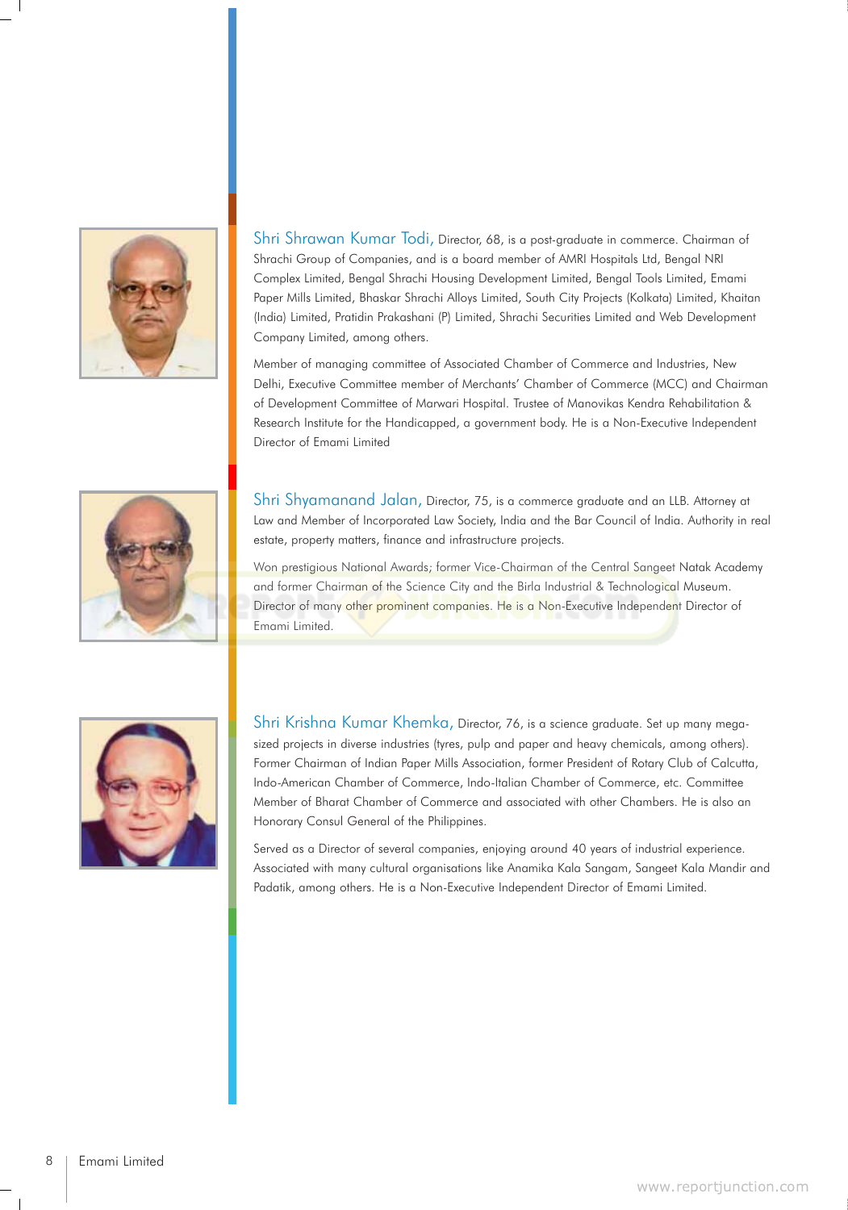**Shri Shrawan Kumar Todi,** Director, 68, is a post-graduate in commerce. Chairman of Shrachi Group of Companies, and is a board member of AMRI Hospitals Ltd, Bengal NRI Complex Limited, Bengal Shrachi Housing Development Limited, Bengal Tools Limited, Emami Paper Mills Limited, Bhaskar Shrachi Alloys Limited, South City Projects (Kolkata) Limited, Khaitan (India) Limited, Pratidin Prakashani (P) Limited, Shrachi Securities Limited and Web Development Company Limited, among others.

Member of managing committee of Associated Chamber of Commerce and Industries, New Delhi, Executive Committee member of Merchants' Chamber of Commerce (MCC) and Chairman of Development Committee of Marwari Hospital. Trustee of Manovikas Kendra Rehabilitation & Research Institute for the Handicapped, a government body. He is a Non-Executive Independent Director of Emami Limited

**Shri Shyamanand Jalan,** Director, 75, is a commerce graduate and an LLB. Attorney at Law and Member of Incorporated Law Society, India and the Bar Council of India. Authority in real estate, property matters, finance and infrastructure projects.

Won prestigious National Awards; former Vice-Chairman of the Central Sangeet Natak Academy and former Chairman of the Science City and the Birla Industrial & Technological Museum. Director of many other prominent companies. He is a Non-Executive Independent Director of Emami Limited.

**Shri Krishna Kumar Khemka,** Director, 76, is a science graduate. Set up many mega-sized projects in diverse industries (tyres, pulp and paper and heavy chemicals, among others). Former Chairman of Indian Paper Mills Association, former President of Rotary Club of Calcutta, Indo-American Chamber of Commerce, Indo-Italian Chamber of Commerce, etc. Committee Member of Bharat Chamber of Commerce and associated with other Chambers. He is also an Honorary Consul General of the Philippines.

Served as a Director of several companies, enjoying around 40 years of industrial experience. Associated with many cultural organisations like Anamika Kala Sangam, Sangeet Kala Mandir and Padatik, among others. He is a Non-Executive Independent Director of Emami Limited.